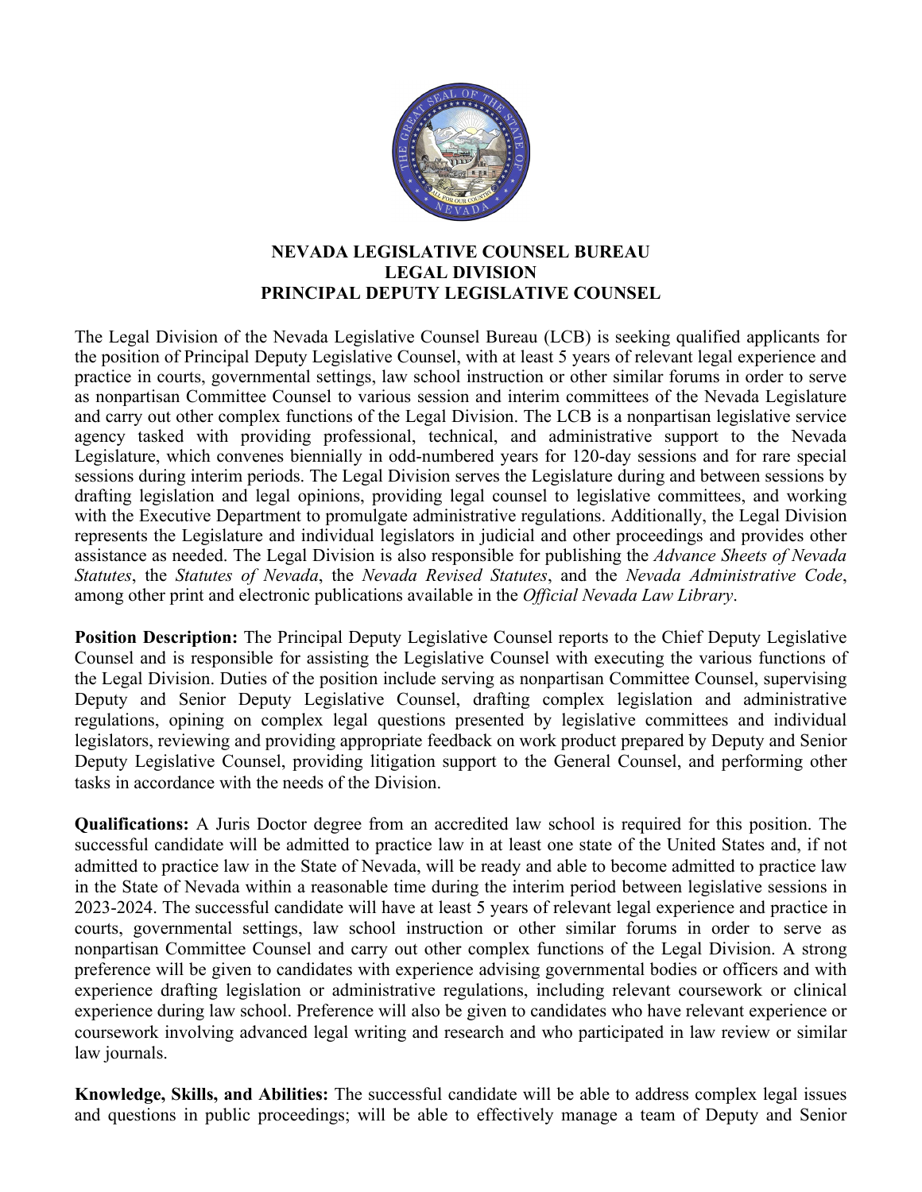# NEVADA LEGISLATIVE COUNSEL BUREAU
# LEGAL DIVISION
# PRINCIPAL DEPUTY LEGISLATIVE COUNSEL

The Legal Division of the Nevada Legislative Counsel Bureau (LCB) is seeking qualified applicants for the position of Principal Deputy Legislative Counsel, with at least 5 years of relevant legal experience and practice in courts, governmental settings, law school instruction or other similar forums in order to serve as nonpartisan Committee Counsel to various session and interim committees of the Nevada Legislature and carry out other complex functions of the Legal Division. The LCB is a nonpartisan legislative service agency tasked with providing professional, technical, and administrative support to the Nevada Legislature, which convenes biennially in odd-numbered years for 120-day sessions and for rare special sessions during interim periods. The Legal Division serves the Legislature during and between sessions by drafting legislation and legal opinions, providing legal counsel to legislative committees, and working with the Executive Department to promulgate administrative regulations. Additionally, the Legal Division represents the Legislature and individual legislators in judicial and other proceedings and provides other assistance as needed. The Legal Division is also responsible for publishing the *Advance Sheets of Nevada Statutes*, the *Statutes of Nevada*, the *Nevada Revised Statutes*, and the *Nevada Administrative Code*, among other print and electronic publications available in the *Official Nevada Law Library*.

**Position Description:** The Principal Deputy Legislative Counsel reports to the Chief Deputy Legislative Counsel and is responsible for assisting the Legislative Counsel with executing the various functions of the Legal Division. Duties of the position include serving as nonpartisan Committee Counsel, supervising Deputy and Senior Deputy Legislative Counsel, drafting complex legislation and administrative regulations, opining on complex legal questions presented by legislative committees and individual legislators, reviewing and providing appropriate feedback on work product prepared by Deputy and Senior Deputy Legislative Counsel, providing litigation support to the General Counsel, and performing other tasks in accordance with the needs of the Division.

**Qualifications:** A Juris Doctor degree from an accredited law school is required for this position. The successful candidate will be admitted to practice law in at least one state of the United States and, if not admitted to practice law in the State of Nevada, will be ready and able to become admitted to practice law in the State of Nevada within a reasonable time during the interim period between legislative sessions in 2023-2024. The successful candidate will have at least 5 years of relevant legal experience and practice in courts, governmental settings, law school instruction or other similar forums in order to serve as nonpartisan Committee Counsel and carry out other complex functions of the Legal Division. A strong preference will be given to candidates with experience advising governmental bodies or officers and with experience drafting legislation or administrative regulations, including relevant coursework or clinical experience during law school. Preference will also be given to candidates who have relevant experience or coursework involving advanced legal writing and research and who participated in law review or similar law journals.

**Knowledge, Skills, and Abilities:** The successful candidate will be able to address complex legal issues and questions in public proceedings; will be able to effectively manage a team of Deputy and Senior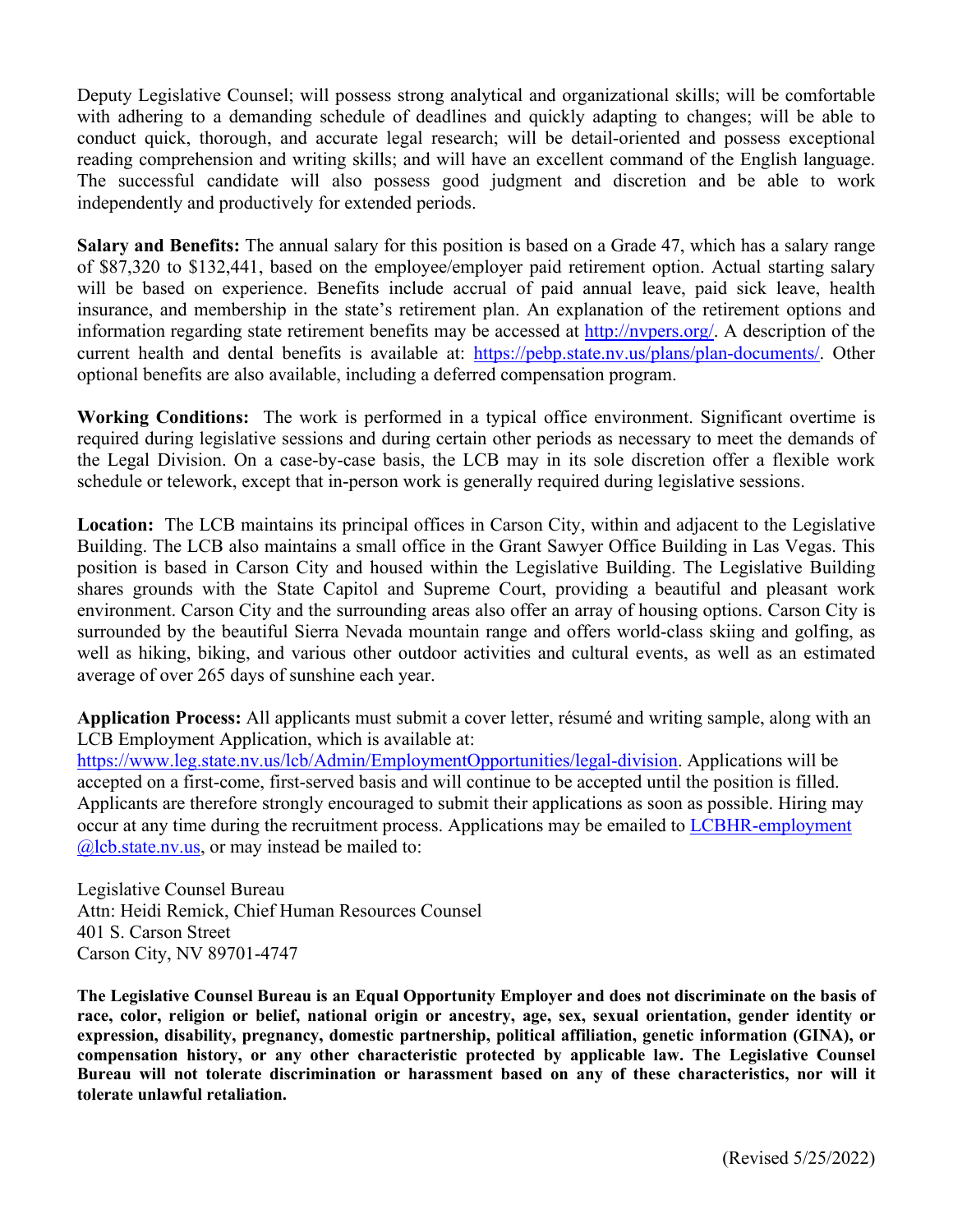Deputy Legislative Counsel; will possess strong analytical and organizational skills; will be comfortable with adhering to a demanding schedule of deadlines and quickly adapting to changes; will be able to conduct quick, thorough, and accurate legal research; will be detail-oriented and possess exceptional reading comprehension and writing skills; and will have an excellent command of the English language. The successful candidate will also possess good judgment and discretion and be able to work independently and productively for extended periods.

**Salary and Benefits:** The annual salary for this position is based on a Grade 47, which has a salary range of $87,320 to $132,441, based on the employee/employer paid retirement option. Actual starting salary will be based on experience. Benefits include accrual of paid annual leave, paid sick leave, health insurance, and membership in the state's retirement plan. An explanation of the retirement options and information regarding state retirement benefits may be accessed at http://nvpers.org/. A description of the current health and dental benefits is available at: https://pebp.state.nv.us/plans/plan-documents/. Other optional benefits are also available, including a deferred compensation program.

**Working Conditions:** The work is performed in a typical office environment. Significant overtime is required during legislative sessions and during certain other periods as necessary to meet the demands of the Legal Division. On a case-by-case basis, the LCB may in its sole discretion offer a flexible work schedule or telework, except that in-person work is generally required during legislative sessions.

**Location:** The LCB maintains its principal offices in Carson City, within and adjacent to the Legislative Building. The LCB also maintains a small office in the Grant Sawyer Office Building in Las Vegas. This position is based in Carson City and housed within the Legislative Building. The Legislative Building shares grounds with the State Capitol and Supreme Court, providing a beautiful and pleasant work environment. Carson City and the surrounding areas also offer an array of housing options. Carson City is surrounded by the beautiful Sierra Nevada mountain range and offers world-class skiing and golfing, as well as hiking, biking, and various other outdoor activities and cultural events, as well as an estimated average of over 265 days of sunshine each year.

**Application Process:** All applicants must submit a cover letter, résumé and writing sample, along with an LCB Employment Application, which is available at: https://www.leg.state.nv.us/lcb/Admin/EmploymentOpportunities/legal-division. Applications will be accepted on a first-come, first-served basis and will continue to be accepted until the position is filled. Applicants are therefore strongly encouraged to submit their applications as soon as possible. Hiring may occur at any time during the recruitment process. Applications may be emailed to LCBHR-employment@lcb.state.nv.us, or may instead be mailed to:

Legislative Counsel Bureau
Attn: Heidi Remick, Chief Human Resources Counsel
401 S. Carson Street
Carson City, NV 89701-4747

**The Legislative Counsel Bureau is an Equal Opportunity Employer and does not discriminate on the basis of race, color, religion or belief, national origin or ancestry, age, sex, sexual orientation, gender identity or expression, disability, pregnancy, domestic partnership, political affiliation, genetic information (GINA), or compensation history, or any other characteristic protected by applicable law. The Legislative Counsel Bureau will not tolerate discrimination or harassment based on any of these characteristics, nor will it tolerate unlawful retaliation.**

(Revised 5/25/2022)